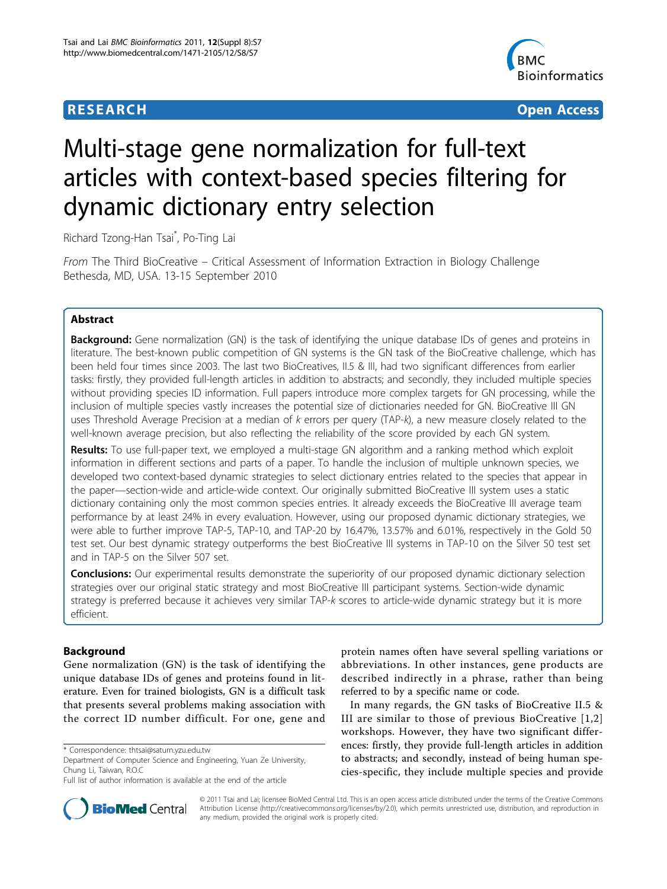**RESEARCH Open Access**

# Multi-stage gene normalization for full-text articles with context-based species filtering for dynamic dictionary entry selection

Richard Tzong-Han Tsai*, Po-Ting Lai

*From* The Third BioCreative – Critical Assessment of Information Extraction in Biology Challenge Bethesda, MD, USA. 13-15 September 2010

## Abstract

**Background:** Gene normalization (GN) is the task of identifying the unique database IDs of genes and proteins in literature. The best-known public competition of GN systems is the GN task of the BioCreative challenge, which has been held four times since 2003. The last two BioCreatives, II.5 & III, had two significant differences from earlier tasks: firstly, they provided full-length articles in addition to abstracts; and secondly, they included multiple species without providing species ID information. Full papers introduce more complex targets for GN processing, while the inclusion of multiple species vastly increases the potential size of dictionaries needed for GN. BioCreative III GN uses Threshold Average Precision at a median of *k* errors per query (TAP-*k*), a new measure closely related to the well-known average precision, but also reflecting the reliability of the score provided by each GN system.

**Results:** To use full-paper text, we employed a multi-stage GN algorithm and a ranking method which exploit information in different sections and parts of a paper. To handle the inclusion of multiple unknown species, we developed two context-based dynamic strategies to select dictionary entries related to the species that appear in the paper—section-wide and article-wide context. Our originally submitted BioCreative III system uses a static dictionary containing only the most common species entries. It already exceeds the BioCreative III average team performance by at least 24% in every evaluation. However, using our proposed dynamic dictionary strategies, we were able to further improve TAP-5, TAP-10, and TAP-20 by 16.47%, 13.57% and 6.01%, respectively in the Gold 50 test set. Our best dynamic strategy outperforms the best BioCreative III systems in TAP-10 on the Silver 50 test set and in TAP-5 on the Silver 507 set.

**Conclusions:** Our experimental results demonstrate the superiority of our proposed dynamic dictionary selection strategies over our original static strategy and most BioCreative III participant systems. Section-wide dynamic strategy is preferred because it achieves very similar TAP-*k* scores to article-wide dynamic strategy but it is more efficient.

## Background

Gene normalization (GN) is the task of identifying the unique database IDs of genes and proteins found in literature. Even for trained biologists, GN is a difficult task that presents several problems making association with the correct ID number difficult. For one, gene and protein names often have several spelling variations or abbreviations. In other instances, gene products are described indirectly in a phrase, rather than being referred to by a specific name or code.

In many regards, the GN tasks of BioCreative II.5 & III are similar to those of previous BioCreative [1,2] workshops. However, they have two significant differences: firstly, they provide full-length articles in addition to abstracts; and secondly, instead of being human species-specific, they include multiple species and provide

* Correspondence: thtsai@saturn.yzu.edu.tw
Department of Computer Science and Engineering, Yuan Ze University, Chung Li, Taiwan, R.O.C
Full list of author information is available at the end of the article

© 2011 Tsai and Lai; licensee BioMed Central Ltd. This is an open access article distributed under the terms of the Creative Commons Attribution License (http://creativecommons.org/licenses/by/2.0), which permits unrestricted use, distribution, and reproduction in any medium, provided the original work is properly cited.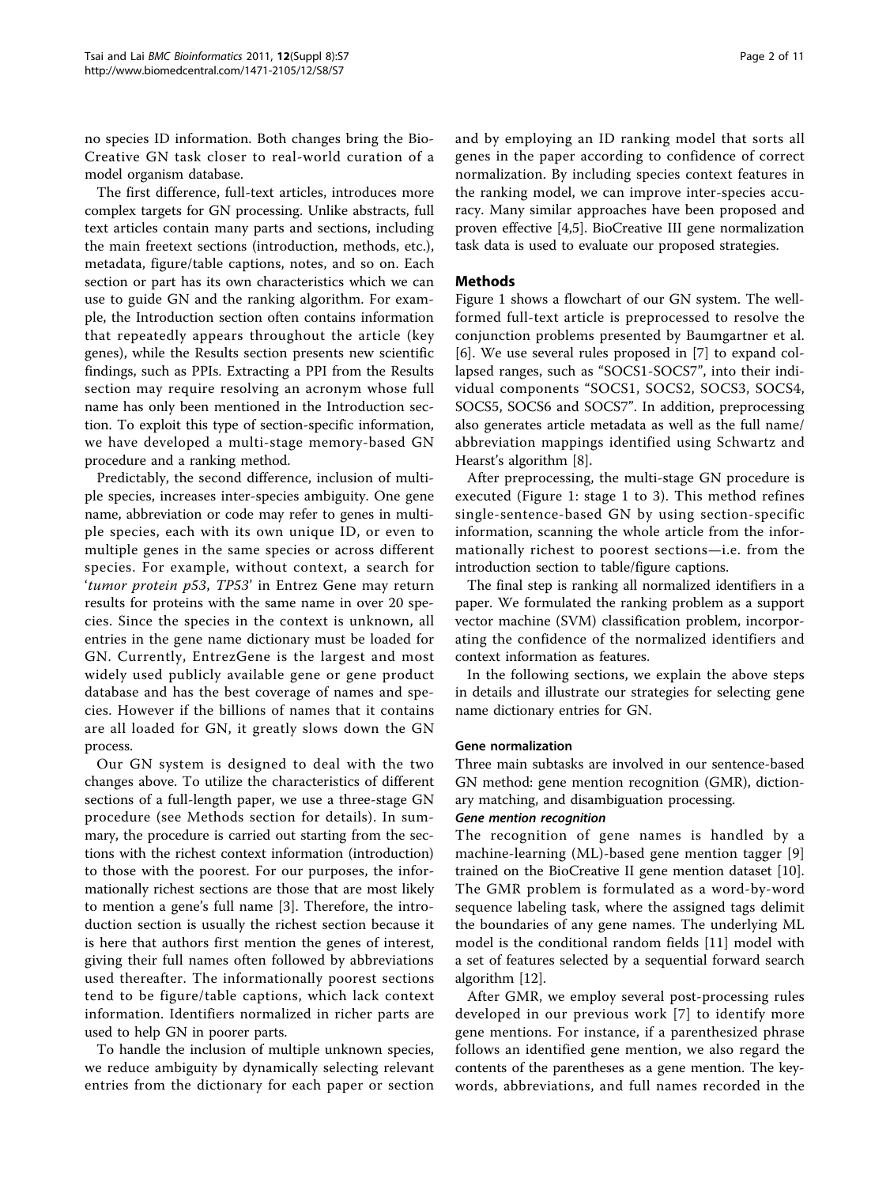no species ID information. Both changes bring the BioCreative GN task closer to real-world curation of a model organism database.

The first difference, full-text articles, introduces more complex targets for GN processing. Unlike abstracts, full text articles contain many parts and sections, including the main freetext sections (introduction, methods, etc.), metadata, figure/table captions, notes, and so on. Each section or part has its own characteristics which we can use to guide GN and the ranking algorithm. For example, the Introduction section often contains information that repeatedly appears throughout the article (key genes), while the Results section presents new scientific findings, such as PPIs. Extracting a PPI from the Results section may require resolving an acronym whose full name has only been mentioned in the Introduction section. To exploit this type of section-specific information, we have developed a multi-stage memory-based GN procedure and a ranking method.

Predictably, the second difference, inclusion of multiple species, increases inter-species ambiguity. One gene name, abbreviation or code may refer to genes in multiple species, each with its own unique ID, or even to multiple genes in the same species or across different species. For example, without context, a search for '*tumor protein p53*, *TP53*' in Entrez Gene may return results for proteins with the same name in over 20 species. Since the species in the context is unknown, all entries in the gene name dictionary must be loaded for GN. Currently, EntrezGene is the largest and most widely used publicly available gene or gene product database and has the best coverage of names and species. However if the billions of names that it contains are all loaded for GN, it greatly slows down the GN process.

Our GN system is designed to deal with the two changes above. To utilize the characteristics of different sections of a full-length paper, we use a three-stage GN procedure (see Methods section for details). In summary, the procedure is carried out starting from the sections with the richest context information (introduction) to those with the poorest. For our purposes, the informationally richest sections are those that are most likely to mention a gene's full name [3]. Therefore, the introduction section is usually the richest section because it is here that authors first mention the genes of interest, giving their full names often followed by abbreviations used thereafter. The informationally poorest sections tend to be figure/table captions, which lack context information. Identifiers normalized in richer parts are used to help GN in poorer parts.

To handle the inclusion of multiple unknown species, we reduce ambiguity by dynamically selecting relevant entries from the dictionary for each paper or section and by employing an ID ranking model that sorts all genes in the paper according to confidence of correct normalization. By including species context features in the ranking model, we can improve inter-species accuracy. Many similar approaches have been proposed and proven effective [4,5]. BioCreative III gene normalization task data is used to evaluate our proposed strategies.

## Methods

Figure 1 shows a flowchart of our GN system. The well-formed full-text article is preprocessed to resolve the conjunction problems presented by Baumgartner et al. [6]. We use several rules proposed in [7] to expand collapsed ranges, such as "SOCS1-SOCS7", into their individual components "SOCS1, SOCS2, SOCS3, SOCS4, SOCS5, SOCS6 and SOCS7". In addition, preprocessing also generates article metadata as well as the full name/abbreviation mappings identified using Schwartz and Hearst's algorithm [8].

After preprocessing, the multi-stage GN procedure is executed (Figure 1: stage 1 to 3). This method refines single-sentence-based GN by using section-specific information, scanning the whole article from the informationally richest to poorest sections—i.e. from the introduction section to table/figure captions.

The final step is ranking all normalized identifiers in a paper. We formulated the ranking problem as a support vector machine (SVM) classification problem, incorporating the confidence of the normalized identifiers and context information as features.

In the following sections, we explain the above steps in details and illustrate our strategies for selecting gene name dictionary entries for GN.

### Gene normalization

Three main subtasks are involved in our sentence-based GN method: gene mention recognition (GMR), dictionary matching, and disambiguation processing.

#### *Gene mention recognition*

The recognition of gene names is handled by a machine-learning (ML)-based gene mention tagger [9] trained on the BioCreative II gene mention dataset [10]. The GMR problem is formulated as a word-by-word sequence labeling task, where the assigned tags delimit the boundaries of any gene names. The underlying ML model is the conditional random fields [11] model with a set of features selected by a sequential forward search algorithm [12].

After GMR, we employ several post-processing rules developed in our previous work [7] to identify more gene mentions. For instance, if a parenthesized phrase follows an identified gene mention, we also regard the contents of the parentheses as a gene mention. The keywords, abbreviations, and full names recorded in the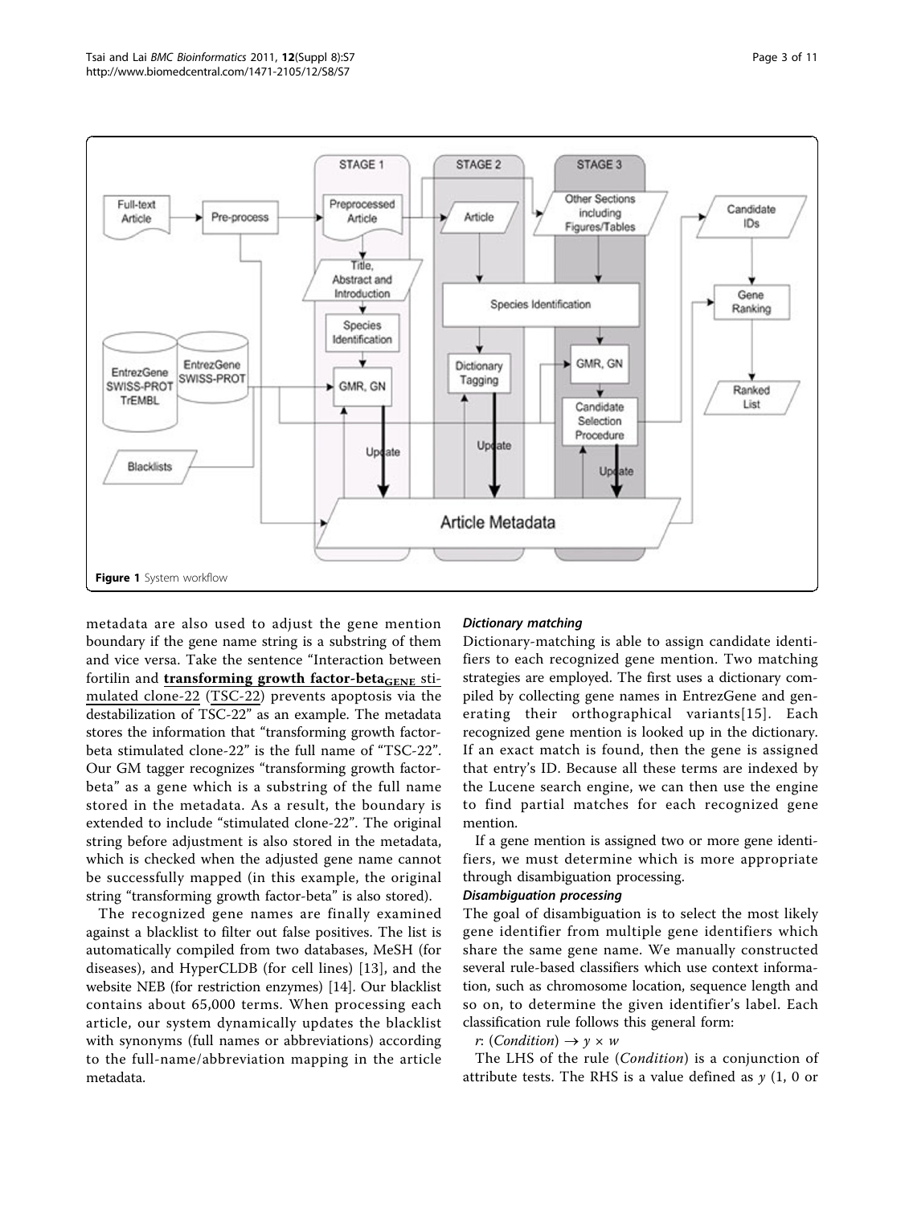**Figure 1** System workflow

metadata are also used to adjust the gene mention boundary if the gene name string is a substring of them and vice versa. Take the sentence "Interaction between fortilin and **transforming growth factor-beta**$_{\textbf{GENE}}$ stimulated clone-22 (TSC-22) prevents apoptosis via the destabilization of TSC-22" as an example. The metadata stores the information that "transforming growth factor-beta stimulated clone-22" is the full name of "TSC-22". Our GM tagger recognizes "transforming growth factor-beta" as a gene which is a substring of the full name stored in the metadata. As a result, the boundary is extended to include "stimulated clone-22". The original string before adjustment is also stored in the metadata, which is checked when the adjusted gene name cannot be successfully mapped (in this example, the original string "transforming growth factor-beta" is also stored).

The recognized gene names are finally examined against a blacklist to filter out false positives. The list is automatically compiled from two databases, MeSH (for diseases), and HyperCLDB (for cell lines) [13], and the website NEB (for restriction enzymes) [14]. Our blacklist contains about 65,000 terms. When processing each article, our system dynamically updates the blacklist with synonyms (full names or abbreviations) according to the full-name/abbreviation mapping in the article metadata.

#### *Dictionary matching*

Dictionary-matching is able to assign candidate identifiers to each recognized gene mention. Two matching strategies are employed. The first uses a dictionary compiled by collecting gene names in EntrezGene and generating their orthographical variants[15]. Each recognized gene mention is looked up in the dictionary. If an exact match is found, then the gene is assigned that entry's ID. Because all these terms are indexed by the Lucene search engine, we can then use the engine to find partial matches for each recognized gene mention.

If a gene mention is assigned two or more gene identifiers, we must determine which is more appropriate through disambiguation processing.

#### *Disambiguation processing*

The goal of disambiguation is to select the most likely gene identifier from multiple gene identifiers which share the same gene name. We manually constructed several rule-based classifiers which use context information, such as chromosome location, sequence length and so on, to determine the given identifier's label. Each classification rule follows this general form:

$r$: ($Condition$) $\rightarrow y \times w$

The LHS of the rule ($Condition$) is a conjunction of attribute tests. The RHS is a value defined as $y$ (1, 0 or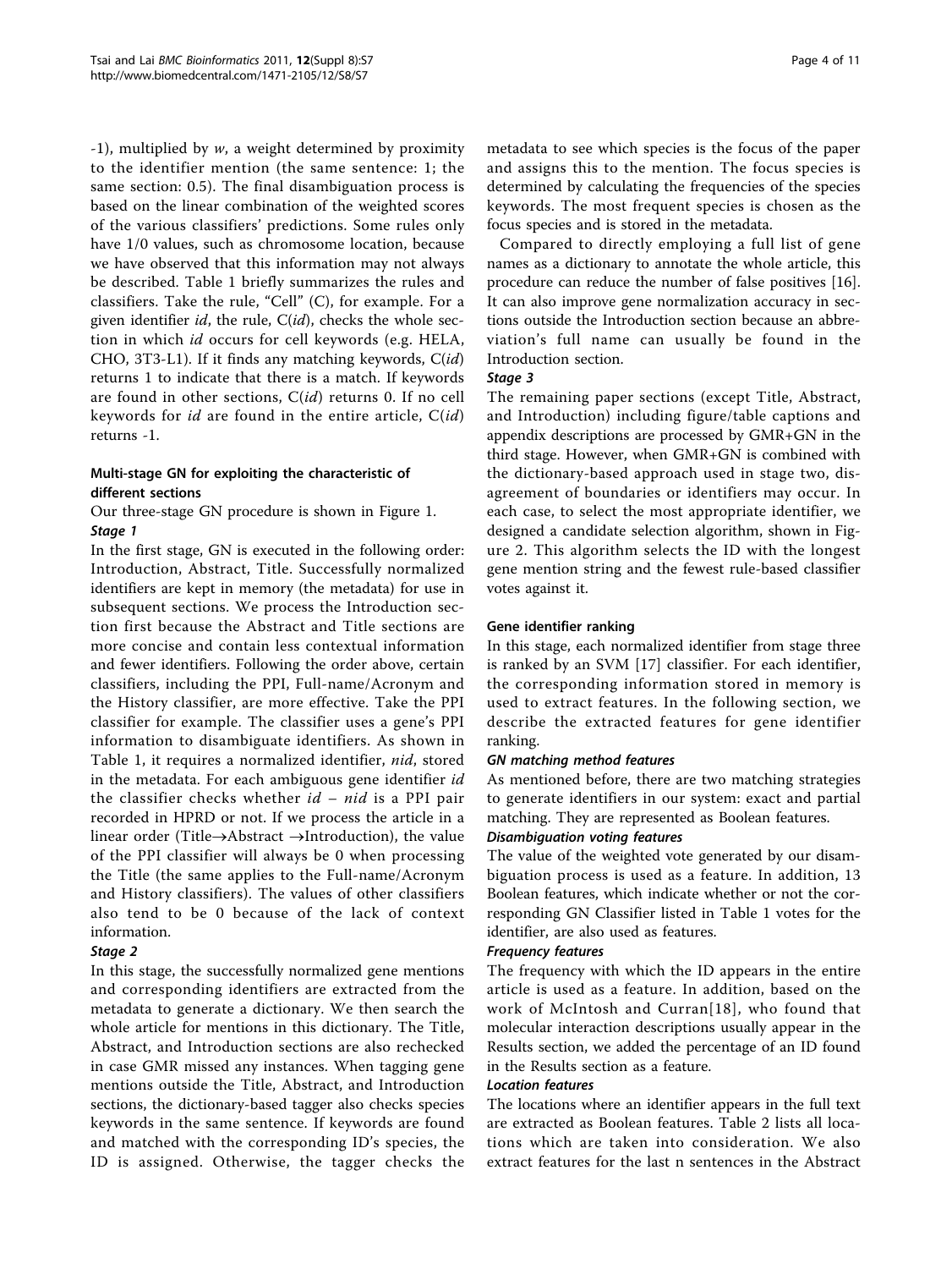-1), multiplied by $w$, a weight determined by proximity to the identifier mention (the same sentence: 1; the same section: 0.5). The final disambiguation process is based on the linear combination of the weighted scores of the various classifiers' predictions. Some rules only have 1/0 values, such as chromosome location, because we have observed that this information may not always be described. Table 1 briefly summarizes the rules and classifiers. Take the rule, "Cell" (C), for example. For a given identifier *id*, the rule, C(*id*), checks the whole section in which *id* occurs for cell keywords (e.g. HELA, CHO, 3T3-L1). If it finds any matching keywords, C(*id*) returns 1 to indicate that there is a match. If keywords are found in other sections, C(*id*) returns 0. If no cell keywords for *id* are found in the entire article, C(*id*) returns -1.

### Multi-stage GN for exploiting the characteristic of different sections

Our three-stage GN procedure is shown in Figure 1.

#### *Stage 1*

In the first stage, GN is executed in the following order: Introduction, Abstract, Title. Successfully normalized identifiers are kept in memory (the metadata) for use in subsequent sections. We process the Introduction section first because the Abstract and Title sections are more concise and contain less contextual information and fewer identifiers. Following the order above, certain classifiers, including the PPI, Full-name/Acronym and the History classifier, are more effective. Take the PPI classifier for example. The classifier uses a gene's PPI information to disambiguate identifiers. As shown in Table 1, it requires a normalized identifier, *nid*, stored in the metadata. For each ambiguous gene identifier *id* the classifier checks whether *id* – *nid* is a PPI pair recorded in HPRD or not. If we process the article in a linear order (Title→Abstract →Introduction), the value of the PPI classifier will always be 0 when processing the Title (the same applies to the Full-name/Acronym and History classifiers). The values of other classifiers also tend to be 0 because of the lack of context information.

#### *Stage 2*

In this stage, the successfully normalized gene mentions and corresponding identifiers are extracted from the metadata to generate a dictionary. We then search the whole article for mentions in this dictionary. The Title, Abstract, and Introduction sections are also rechecked in case GMR missed any instances. When tagging gene mentions outside the Title, Abstract, and Introduction sections, the dictionary-based tagger also checks species keywords in the same sentence. If keywords are found and matched with the corresponding ID's species, the ID is assigned. Otherwise, the tagger checks the metadata to see which species is the focus of the paper and assigns this to the mention. The focus species is determined by calculating the frequencies of the species keywords. The most frequent species is chosen as the focus species and is stored in the metadata.

Compared to directly employing a full list of gene names as a dictionary to annotate the whole article, this procedure can reduce the number of false positives [16]. It can also improve gene normalization accuracy in sections outside the Introduction section because an abbreviation's full name can usually be found in the Introduction section.

#### *Stage 3*

The remaining paper sections (except Title, Abstract, and Introduction) including figure/table captions and appendix descriptions are processed by GMR+GN in the third stage. However, when GMR+GN is combined with the dictionary-based approach used in stage two, disagreement of boundaries or identifiers may occur. In each case, to select the most appropriate identifier, we designed a candidate selection algorithm, shown in Figure 2. This algorithm selects the ID with the longest gene mention string and the fewest rule-based classifier votes against it.

### Gene identifier ranking

In this stage, each normalized identifier from stage three is ranked by an SVM [17] classifier. For each identifier, the corresponding information stored in memory is used to extract features. In the following section, we describe the extracted features for gene identifier ranking.

#### *GN matching method features*

As mentioned before, there are two matching strategies to generate identifiers in our system: exact and partial matching. They are represented as Boolean features.

#### *Disambiguation voting features*

The value of the weighted vote generated by our disambiguation process is used as a feature. In addition, 13 Boolean features, which indicate whether or not the corresponding GN Classifier listed in Table 1 votes for the identifier, are also used as features.

#### *Frequency features*

The frequency with which the ID appears in the entire article is used as a feature. In addition, based on the work of McIntosh and Curran[18], who found that molecular interaction descriptions usually appear in the Results section, we added the percentage of an ID found in the Results section as a feature.

#### *Location features*

The locations where an identifier appears in the full text are extracted as Boolean features. Table 2 lists all locations which are taken into consideration. We also extract features for the last n sentences in the Abstract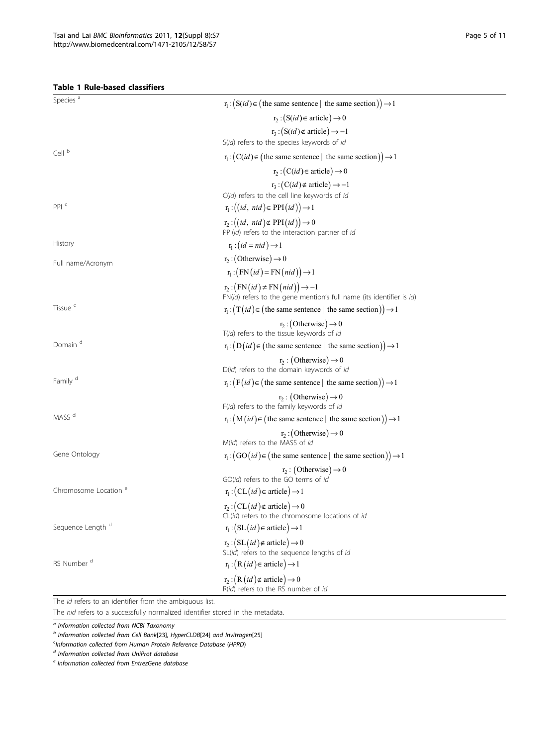**Table 1 Rule-based classifiers**

| | |
|---|---|
| Species [a] | $r_1: (S(id) \in (\text{the same sentence} \mid \text{the same section})) \to 1$<br>$r_2: (S(id) \in \text{article}) \to 0$<br>$r_3: (S(id) \notin \text{article}) \to -1$<br>S(*id*) refers to the species keywords of *id* |
| Cell [b] | $r_1: (C(id) \in (\text{the same sentence} \mid \text{the same section})) \to 1$<br>$r_2: (C(id) \in \text{article}) \to 0$<br>$r_3: (C(id) \notin \text{article}) \to -1$<br>C(*id*) refers to the cell line keywords of *id* |
| PPI [c] | $r_1: ((id,\ nid) \in \text{PPI}(id)) \to 1$<br>$r_2: ((id,\ nid) \notin \text{PPI}(id)) \to 0$<br>PPI(*id*) refers to the interaction partner of *id* |
| History | $r_1: (id = nid) \to 1$<br>$r_2: (\text{Otherwise}) \to 0$ |
| Full name/Acronym | $r_1: (\text{FN}(id) = \text{FN}(nid)) \to 1$<br>$r_2: (\text{FN}(id) \neq \text{FN}(nid)) \to -1$<br>FN(*id*) refers to the gene mention's full name (its identifier is *id*) |
| Tissue [c] | $r_1: (T(id) \in (\text{the same sentence} \mid \text{the same section})) \to 1$<br>$r_2: (\text{Otherwise}) \to 0$<br>T(*id*) refers to the tissue keywords of *id* |
| Domain [d] | $r_1: (D(id) \in (\text{the same sentence} \mid \text{the same section})) \to 1$<br>$r_2: (\text{Otherwise}) \to 0$<br>D(*id*) refers to the domain keywords of *id* |
| Family [d] | $r_1: (F(id) \in (\text{the same sentence} \mid \text{the same section})) \to 1$<br>$r_2: (\text{Otherwise}) \to 0$<br>F(*id*) refers to the family keywords of *id* |
| MASS [d] | $r_1: (M(id) \in (\text{the same sentence} \mid \text{the same section})) \to 1$<br>$r_2: (\text{Otherwise}) \to 0$<br>M(*id*) refers to the MASS of *id* |
| Gene Ontology | $r_1: (\text{GO}(id) \in (\text{the same sentence} \mid \text{the same section})) \to 1$<br>$r_2: (\text{Otherwise}) \to 0$<br>GO(*id*) refers to the GO terms of *id* |
| Chromosome Location [e] | $r_1: (\text{CL}(id) \in \text{article}) \to 1$<br>$r_2: (\text{CL}(id) \notin \text{article}) \to 0$<br>CL(*id*) refers to the chromosome locations of *id* |
| Sequence Length [d] | $r_1: (\text{SL}(id) \in \text{article}) \to 1$<br>$r_2: (\text{SL}(id) \notin \text{article}) \to 0$<br>SL(*id*) refers to the sequence lengths of *id* |
| RS Number [d] | $r_1: (R(id) \in \text{article}) \to 1$<br>$r_2: (R(id) \notin \text{article}) \to 0$<br>R(*id*) refers to the RS number of *id* |

The *id* refers to an identifier from the ambiguous list.

The *nid* refers to a successfully normalized identifier stored in the metadata.

[a] *Information collected from NCBI Taxonomy*

[b] *Information collected from Cell Bank*[23], *HyperCLDB*[24] *and Invitrogen*[25]

[c] *Information collected from Human Protein Reference Database (HPRD)*

[d] *Information collected from UniProt database*

[e] *Information collected from EntrezGene database*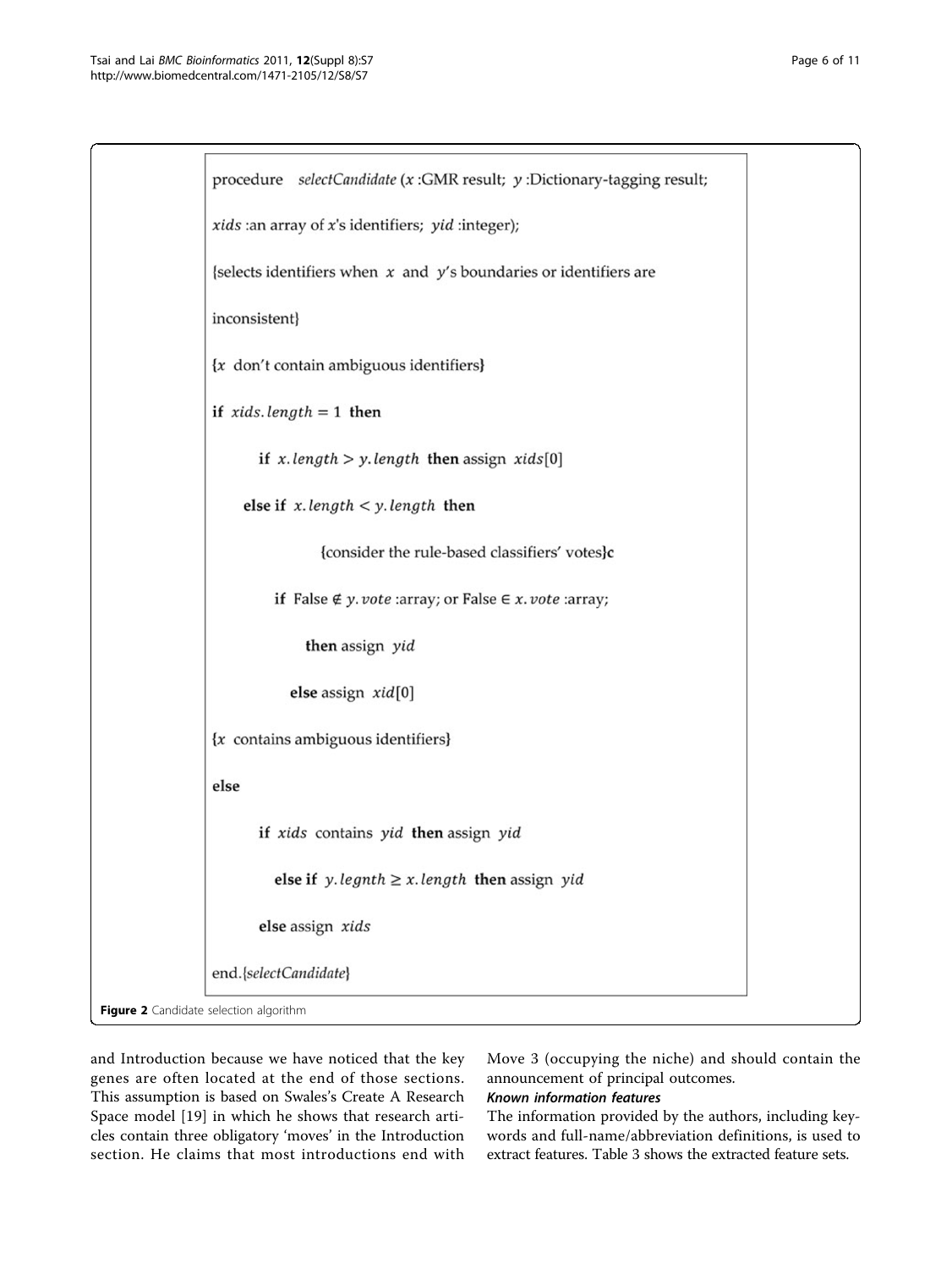```
procedure  selectCandidate (x :GMR result;  y :Dictionary-tagging result;
xids :an array of x's identifiers;  yid :integer);
{selects identifiers when  x  and  y's boundaries or identifiers are
inconsistent}
{x  don't contain ambiguous identifiers}
if  xids.length = 1  then
        if  x.length > y.length  then assign  xids[0]
      else if  x.length < y.length  then
                {consider the rule-based classifiers' votes}c
           if  False ∉ y.vote :array; or False ∈ x.vote :array;
               then assign  yid
             else assign  xid[0]
{x  contains ambiguous identifiers}
else
        if  xids  contains  yid  then assign  yid
           else if  y.legnth ≥ x.length  then assign  yid
        else assign  xids
end.{selectCandidate}
```

**Figure 2** Candidate selection algorithm

and Introduction because we have noticed that the key genes are often located at the end of those sections. This assumption is based on Swales's Create A Research Space model [19] in which he shows that research articles contain three obligatory 'moves' in the Introduction section. He claims that most introductions end with Move 3 (occupying the niche) and should contain the announcement of principal outcomes.

#### *Known information features*

The information provided by the authors, including keywords and full-name/abbreviation definitions, is used to extract features. Table 3 shows the extracted feature sets.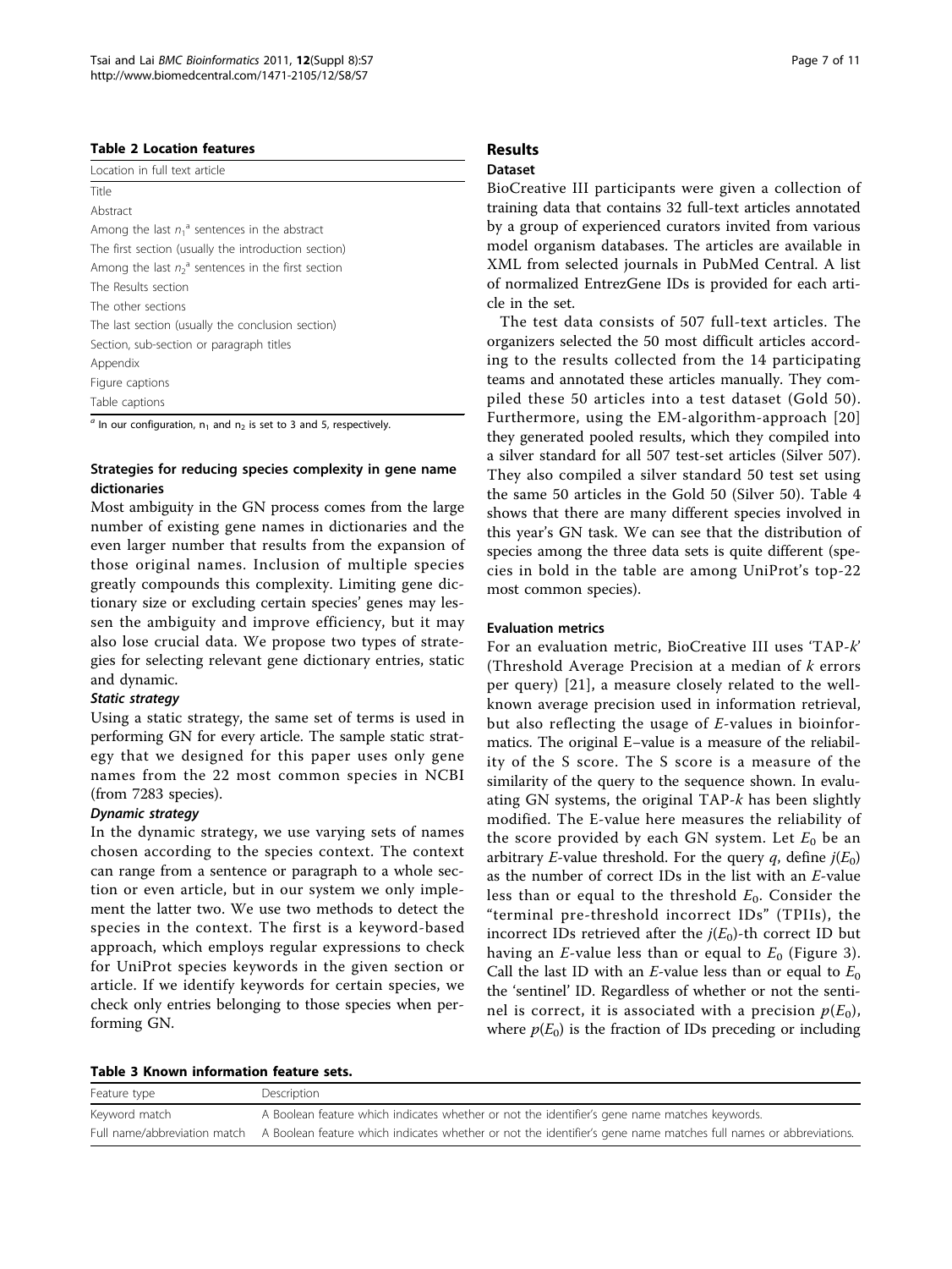**Table 2 Location features**

| Location in full text article |
|---|
| Title |
| Abstract |
| Among the last $n_1$[a] sentences in the abstract |
| The first section (usually the introduction section) |
| Among the last $n_2$[a] sentences in the first section |
| The Results section |
| The other sections |
| The last section (usually the conclusion section) |
| Section, sub-section or paragraph titles |
| Appendix |
| Figure captions |
| Table captions |

[a] In our configuration, $n_1$ and $n_2$ is set to 3 and 5, respectively.

### Strategies for reducing species complexity in gene name dictionaries

Most ambiguity in the GN process comes from the large number of existing gene names in dictionaries and the even larger number that results from the expansion of those original names. Inclusion of multiple species greatly compounds this complexity. Limiting gene dictionary size or excluding certain species' genes may lessen the ambiguity and improve efficiency, but it may also lose crucial data. We propose two types of strategies for selecting relevant gene dictionary entries, static and dynamic.

#### *Static strategy*

Using a static strategy, the same set of terms is used in performing GN for every article. The sample static strategy that we designed for this paper uses only gene names from the 22 most common species in NCBI (from 7283 species).

#### *Dynamic strategy*

In the dynamic strategy, we use varying sets of names chosen according to the species context. The context can range from a sentence or paragraph to a whole section or even article, but in our system we only implement the latter two. We use two methods to detect the species in the context. The first is a keyword-based approach, which employs regular expressions to check for UniProt species keywords in the given section or article. If we identify keywords for certain species, we check only entries belonging to those species when performing GN.

## Results

### Dataset

BioCreative III participants were given a collection of training data that contains 32 full-text articles annotated by a group of experienced curators invited from various model organism databases. The articles are available in XML from selected journals in PubMed Central. A list of normalized EntrezGene IDs is provided for each article in the set.

The test data consists of 507 full-text articles. The organizers selected the 50 most difficult articles according to the results collected from the 14 participating teams and annotated these articles manually. They compiled these 50 articles into a test dataset (Gold 50). Furthermore, using the EM-algorithm-approach [20] they generated pooled results, which they compiled into a silver standard for all 507 test-set articles (Silver 507). They also compiled a silver standard 50 test set using the same 50 articles in the Gold 50 (Silver 50). Table 4 shows that there are many different species involved in this year's GN task. We can see that the distribution of species among the three data sets is quite different (species in bold in the table are among UniProt's top-22 most common species).

### Evaluation metrics

For an evaluation metric, BioCreative III uses 'TAP-*k*' (Threshold Average Precision at a median of *k* errors per query) [21], a measure closely related to the well-known average precision used in information retrieval, but also reflecting the usage of *E*-values in bioinformatics. The original E–value is a measure of the reliability of the S score. The S score is a measure of the similarity of the query to the sequence shown. In evaluating GN systems, the original TAP-*k* has been slightly modified. The E-value here measures the reliability of the score provided by each GN system. Let $E_0$ be an arbitrary *E*-value threshold. For the query *q*, define $j(E_0)$ as the number of correct IDs in the list with an *E*-value less than or equal to the threshold $E_0$. Consider the "terminal pre-threshold incorrect IDs" (TPIIs), the incorrect IDs retrieved after the $j(E_0)$-th correct ID but having an *E*-value less than or equal to $E_0$ (Figure 3). Call the last ID with an *E*-value less than or equal to $E_0$ the 'sentinel' ID. Regardless of whether or not the sentinel is correct, it is associated with a precision $p(E_0)$, where $p(E_0)$ is the fraction of IDs preceding or including

**Table 3 Known information feature sets.**

| Feature type | Description |
|---|---|
| Keyword match | A Boolean feature which indicates whether or not the identifier's gene name matches keywords. |
| Full name/abbreviation match | A Boolean feature which indicates whether or not the identifier's gene name matches full names or abbreviations. |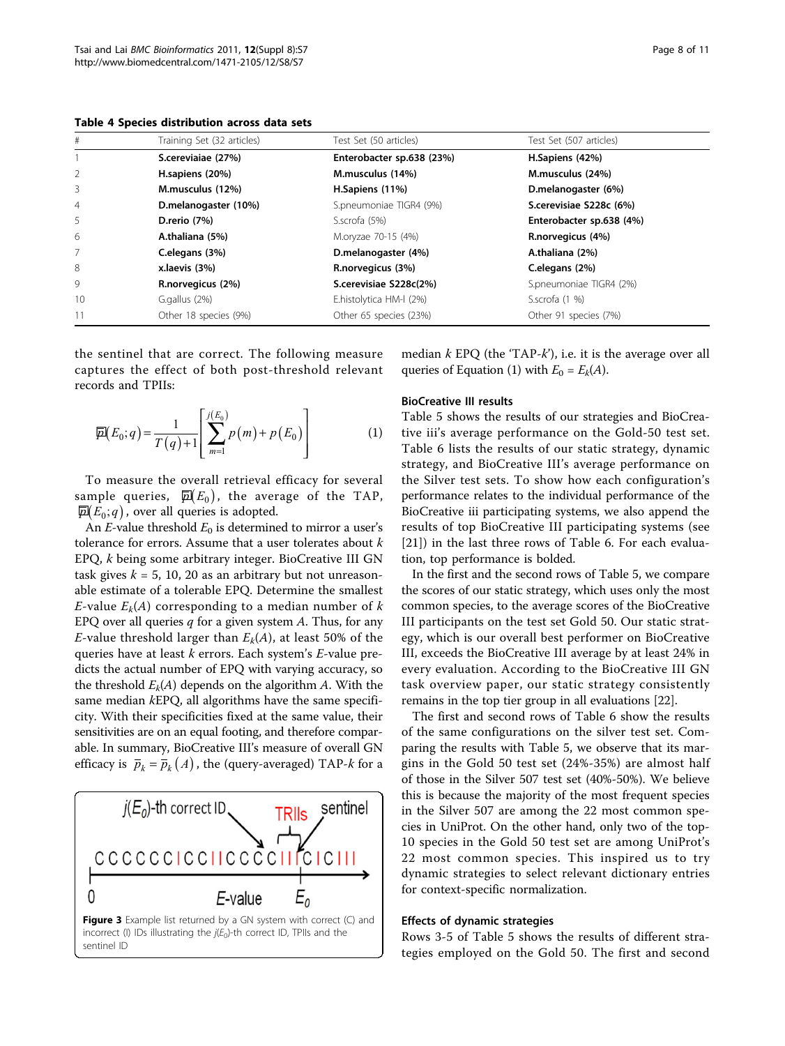**Table 4 Species distribution across data sets**

| # | Training Set (32 articles) | Test Set (50 articles) | Test Set (507 articles) |
|---|---|---|---|
| 1 | **S.cereviaiae (27%)** | **Enterobacter sp.638 (23%)** | **H.Sapiens (42%)** |
| 2 | **H.sapiens (20%)** | **M.musculus (14%)** | **M.musculus (24%)** |
| 3 | **M.musculus (12%)** | **H.Sapiens (11%)** | **D.melanogaster (6%)** |
| 4 | **D.melanogaster (10%)** | S.pneumoniae TIGR4 (9%) | **S.cerevisiae S228c (6%)** |
| 5 | **D.rerio (7%)** | S.scrofa (5%) | **Enterobacter sp.638 (4%)** |
| 6 | **A.thaliana (5%)** | M.oryzae 70-15 (4%) | **R.norvegicus (4%)** |
| 7 | **C.elegans (3%)** | **D.melanogaster (4%)** | **A.thaliana (2%)** |
| 8 | **x.laevis (3%)** | **R.norvegicus (3%)** | **C.elegans (2%)** |
| 9 | **R.norvegicus (2%)** | **S.cerevisiae S228c(2%)** | S.pneumoniae TIGR4 (2%) |
| 10 | G.gallus (2%) | E.histolytica HM-I (2%) | S.scrofa (1 %) |
| 11 | Other 18 species (9%) | Other 65 species (23%) | Other 91 species (7%) |

the sentinel that are correct. The following measure captures the effect of both post-threshold relevant records and TPIIs:

$$\bar{p}(E_0;q) = \frac{1}{T(q)+1}\left[\sum_{m=1}^{j(E_0)} p(m) + p(E_0)\right] \quad (1)$$

To measure the overall retrieval efficacy for several sample queries, $\bar{p}(E_0)$, the average of the TAP, $\bar{p}(E_0;q)$, over all queries is adopted.

An *E*-value threshold $E_0$ is determined to mirror a user's tolerance for errors. Assume that a user tolerates about *k* EPQ, *k* being some arbitrary integer. BioCreative III GN task gives $k = 5, 10, 20$ as an arbitrary but not unreasonable estimate of a tolerable EPQ. Determine the smallest *E*-value $E_k(A)$ corresponding to a median number of *k* EPQ over all queries *q* for a given system *A*. Thus, for any *E*-value threshold larger than $E_k(A)$, at least 50% of the queries have at least *k* errors. Each system's *E*-value predicts the actual number of EPQ with varying accuracy, so the threshold $E_k(A)$ depends on the algorithm *A*. With the same median *k*EPQ, all algorithms have the same specificity. With their specificities fixed at the same value, their sensitivities are on an equal footing, and therefore comparable. In summary, BioCreative III's measure of overall GN efficacy is $\bar{p}_k = \bar{p}_k(A)$, the (query-averaged) TAP-*k* for a median *k* EPQ (the 'TAP-*k*'), i.e. it is the average over all queries of Equation (1) with $E_0 = E_k(A)$.

Figure 3 Example list returned by a GN system with correct (C) and incorrect (I) IDs illustrating the $j(E_0)$-th correct ID, TPIIs and the sentinel ID

### BioCreative III results

Table 5 shows the results of our strategies and BioCreative iii's average performance on the Gold-50 test set. Table 6 lists the results of our static strategy, dynamic strategy, and BioCreative III's average performance on the Silver test sets. To show how each configuration's performance relates to the individual performance of the BioCreative iii participating systems, we also append the results of top BioCreative III participating systems (see [21]) in the last three rows of Table 6. For each evaluation, top performance is bolded.

In the first and the second rows of Table 5, we compare the scores of our static strategy, which uses only the most common species, to the average scores of the BioCreative III participants on the test set Gold 50. Our static strategy, which is our overall best performer on BioCreative III, exceeds the BioCreative III average by at least 24% in every evaluation. According to the BioCreative III GN task overview paper, our static strategy consistently remains in the top tier group in all evaluations [22].

The first and second rows of Table 6 show the results of the same configurations on the silver test set. Comparing the results with Table 5, we observe that its margins in the Gold 50 test set (24%-35%) are almost half of those in the Silver 507 test set (40%-50%). We believe this is because the majority of the most frequent species in the Silver 507 are among the 22 most common species in UniProt. On the other hand, only two of the top-10 species in the Gold 50 test set are among UniProt's 22 most common species. This inspired us to try dynamic strategies to select relevant dictionary entries for context-specific normalization.

### Effects of dynamic strategies

Rows 3-5 of Table 5 shows the results of different strategies employed on the Gold 50. The first and second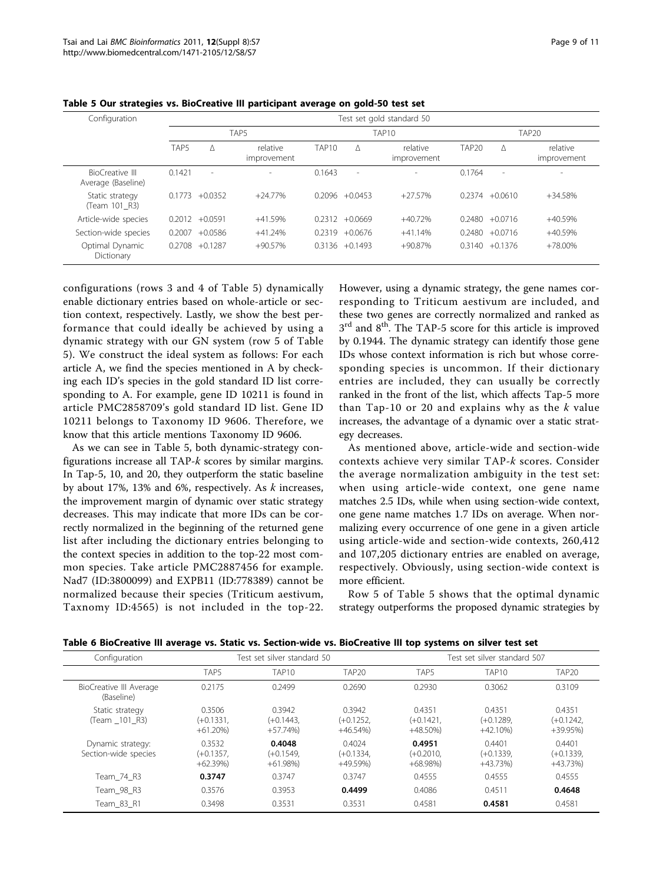**Table 5 Our strategies vs. BioCreative III participant average on gold-50 test set**

| Configuration | Test set gold standard 50 | | | | | | | | |
|---|---|---|---|---|---|---|---|---|---|
| | TAP5 | | | TAP10 | | | TAP20 | | |
| | TAP5 | Δ | relative improvement | TAP10 | Δ | relative improvement | TAP20 | Δ | relative improvement |
| BioCreative III Average (Baseline) | 0.1421 | - | - | 0.1643 | - | - | 0.1764 | - | - |
| Static strategy (Team 101_R3) | 0.1773 | +0.0352 | +24.77% | 0.2096 | +0.0453 | +27.57% | 0.2374 | +0.0610 | +34.58% |
| Article-wide species | 0.2012 | +0.0591 | +41.59% | 0.2312 | +0.0669 | +40.72% | 0.2480 | +0.0716 | +40.59% |
| Section-wide species | 0.2007 | +0.0586 | +41.24% | 0.2319 | +0.0676 | +41.14% | 0.2480 | +0.0716 | +40.59% |
| Optimal Dynamic Dictionary | 0.2708 | +0.1287 | +90.57% | 0.3136 | +0.1493 | +90.87% | 0.3140 | +0.1376 | +78.00% |

configurations (rows 3 and 4 of Table 5) dynamically enable dictionary entries based on whole-article or section context, respectively. Lastly, we show the best performance that could ideally be achieved by using a dynamic strategy with our GN system (row 5 of Table 5). We construct the ideal system as follows: For each article A, we find the species mentioned in A by checking each ID's species in the gold standard ID list corresponding to A. For example, gene ID 10211 is found in article PMC2858709's gold standard ID list. Gene ID 10211 belongs to Taxonomy ID 9606. Therefore, we know that this article mentions Taxonomy ID 9606.

As we can see in Table 5, both dynamic-strategy configurations increase all TAP-*k* scores by similar margins. In Tap-5, 10, and 20, they outperform the static baseline by about 17%, 13% and 6%, respectively. As *k* increases, the improvement margin of dynamic over static strategy decreases. This may indicate that more IDs can be correctly normalized in the beginning of the returned gene list after including the dictionary entries belonging to the context species in addition to the top-22 most common species. Take article PMC2887456 for example. Nad7 (ID:3800099) and EXPB11 (ID:778389) cannot be normalized because their species (Triticum aestivum, Taxnomy ID:4565) is not included in the top-22. However, using a dynamic strategy, the gene names corresponding to Triticum aestivum are included, and these two genes are correctly normalized and ranked as 3[rd] and 8[th]. The TAP-5 score for this article is improved by 0.1944. The dynamic strategy can identify those gene IDs whose context information is rich but whose corresponding species is uncommon. If their dictionary entries are included, they can usually be correctly ranked in the front of the list, which affects Tap-5 more than Tap-10 or 20 and explains why as the *k* value increases, the advantage of a dynamic over a static strategy decreases.

As mentioned above, article-wide and section-wide contexts achieve very similar TAP-*k* scores. Consider the average normalization ambiguity in the test set: when using article-wide context, one gene name matches 2.5 IDs, while when using section-wide context, one gene name matches 1.7 IDs on average. When normalizing every occurrence of one gene in a given article using article-wide and section-wide contexts, 260,412 and 107,205 dictionary entries are enabled on average, respectively. Obviously, using section-wide context is more efficient.

Row 5 of Table 5 shows that the optimal dynamic strategy outperforms the proposed dynamic strategies by

**Table 6 BioCreative III average vs. Static vs. Section-wide vs. BioCreative III top systems on silver test set**

| Configuration | Test set silver standard 50 | | | Test set silver standard 507 | | |
|---|---|---|---|---|---|---|
| | TAP5 | TAP10 | TAP20 | TAP5 | TAP10 | TAP20 |
| BioCreative III Average (Baseline) | 0.2175 | 0.2499 | 0.2690 | 0.2930 | 0.3062 | 0.3109 |
| Static strategy (Team _101_R3) | 0.3506 (+0.1331, +61.20%) | 0.3942 (+0.1443, +57.74%) | 0.3942 (+0.1252, +46.54%) | 0.4351 (+0.1421, +48.50%) | 0.4351 (+0.1289, +42.10%) | 0.4351 (+0.1242, +39.95%) |
| Dynamic strategy: Section-wide species | 0.3532 (+0.1357, +62.39%) | **0.4048** (+0.1549, +61.98%) | 0.4024 (+0.1334, +49.59%) | **0.4951** (+0.2010, +68.98%) | 0.4401 (+0.1339, +43.73%) | 0.4401 (+0.1339, +43.73%) |
| Team_74_R3 | **0.3747** | 0.3747 | 0.3747 | 0.4555 | 0.4555 | 0.4555 |
| Team_98_R3 | 0.3576 | 0.3953 | **0.4499** | 0.4086 | 0.4511 | **0.4648** |
| Team_83_R1 | 0.3498 | 0.3531 | 0.3531 | 0.4581 | **0.4581** | 0.4581 |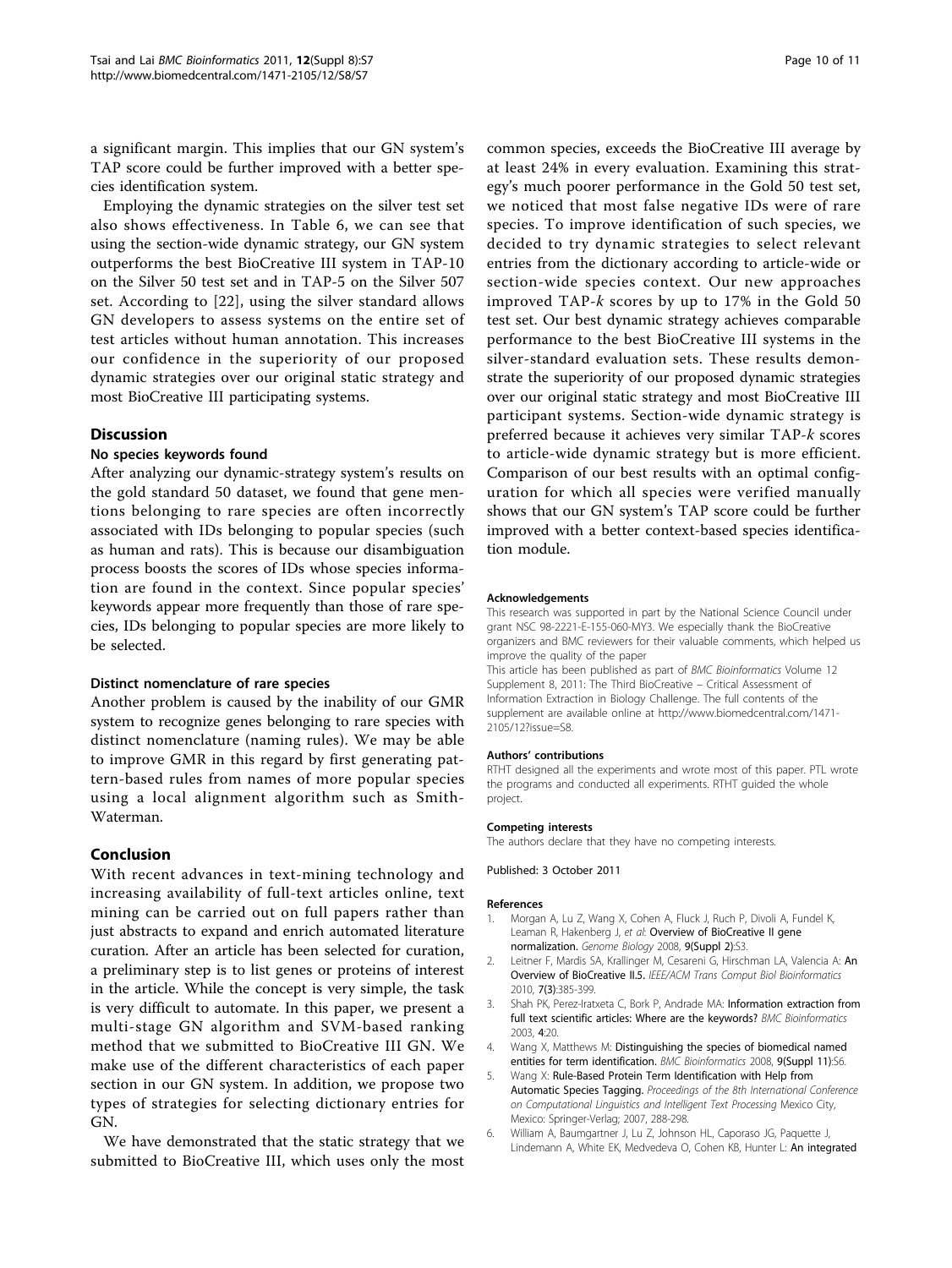a significant margin. This implies that our GN system's TAP score could be further improved with a better species identification system.

Employing the dynamic strategies on the silver test set also shows effectiveness. In Table 6, we can see that using the section-wide dynamic strategy, our GN system outperforms the best BioCreative III system in TAP-10 on the Silver 50 test set and in TAP-5 on the Silver 507 set. According to [22], using the silver standard allows GN developers to assess systems on the entire set of test articles without human annotation. This increases our confidence in the superiority of our proposed dynamic strategies over our original static strategy and most BioCreative III participating systems.

## Discussion

### No species keywords found

After analyzing our dynamic-strategy system's results on the gold standard 50 dataset, we found that gene mentions belonging to rare species are often incorrectly associated with IDs belonging to popular species (such as human and rats). This is because our disambiguation process boosts the scores of IDs whose species information are found in the context. Since popular species' keywords appear more frequently than those of rare species, IDs belonging to popular species are more likely to be selected.

### Distinct nomenclature of rare species

Another problem is caused by the inability of our GMR system to recognize genes belonging to rare species with distinct nomenclature (naming rules). We may be able to improve GMR in this regard by first generating pattern-based rules from names of more popular species using a local alignment algorithm such as Smith-Waterman.

## Conclusion

With recent advances in text-mining technology and increasing availability of full-text articles online, text mining can be carried out on full papers rather than just abstracts to expand and enrich automated literature curation. After an article has been selected for curation, a preliminary step is to list genes or proteins of interest in the article. While the concept is very simple, the task is very difficult to automate. In this paper, we present a multi-stage GN algorithm and SVM-based ranking method that we submitted to BioCreative III GN. We make use of the different characteristics of each paper section in our GN system. In addition, we propose two types of strategies for selecting dictionary entries for GN.

We have demonstrated that the static strategy that we submitted to BioCreative III, which uses only the most common species, exceeds the BioCreative III average by at least 24% in every evaluation. Examining this strategy's much poorer performance in the Gold 50 test set, we noticed that most false negative IDs were of rare species. To improve identification of such species, we decided to try dynamic strategies to select relevant entries from the dictionary according to article-wide or section-wide species context. Our new approaches improved TAP-*k* scores by up to 17% in the Gold 50 test set. Our best dynamic strategy achieves comparable performance to the best BioCreative III systems in the silver-standard evaluation sets. These results demonstrate the superiority of our proposed dynamic strategies over our original static strategy and most BioCreative III participant systems. Section-wide dynamic strategy is preferred because it achieves very similar TAP-*k* scores to article-wide dynamic strategy but is more efficient. Comparison of our best results with an optimal configuration for which all species were verified manually shows that our GN system's TAP score could be further improved with a better context-based species identification module.

#### Acknowledgements

This research was supported in part by the National Science Council under grant NSC 98-2221-E-155-060-MY3. We especially thank the BioCreative organizers and BMC reviewers for their valuable comments, which helped us improve the quality of the paper

This article has been published as part of *BMC Bioinformatics* Volume 12 Supplement 8, 2011: The Third BioCreative – Critical Assessment of Information Extraction in Biology Challenge. The full contents of the supplement are available online at http://www.biomedcentral.com/1471-2105/12?issue=S8.

#### Authors' contributions

RTHT designed all the experiments and wrote most of this paper. PTL wrote the programs and conducted all experiments. RTHT guided the whole project.

#### Competing interests

The authors declare that they have no competing interests.

Published: 3 October 2011

#### References

1. Morgan A, Lu Z, Wang X, Cohen A, Fluck J, Ruch P, Divoli A, Fundel K, Leaman R, Hakenberg J, *et al*: **Overview of BioCreative II gene normalization.** *Genome Biology* 2008, **9(Suppl 2)**:S3.
2. Leitner F, Mardis SA, Krallinger M, Cesareni G, Hirschman LA, Valencia A: **An Overview of BioCreative II.5.** *IEEE/ACM Trans Comput Biol Bioinformatics* 2010, **7(3)**:385-399.
3. Shah PK, Perez-Iratxeta C, Bork P, Andrade MA: **Information extraction from full text scientific articles: Where are the keywords?** *BMC Bioinformatics* 2003, **4**:20.
4. Wang X, Matthews M: **Distinguishing the species of biomedical named entities for term identification.** *BMC Bioinformatics* 2008, **9(Suppl 11)**:S6.
5. Wang X: **Rule-Based Protein Term Identification with Help from Automatic Species Tagging.** *Proceedings of the 8th International Conference on Computational Linguistics and Intelligent Text Processing* Mexico City, Mexico: Springer-Verlag; 2007, 288-298.
6. William A, Baumgartner J, Lu Z, Johnson HL, Caporaso JG, Paquette J, Lindemann A, White EK, Medvedeva O, Cohen KB, Hunter L: **An integrated**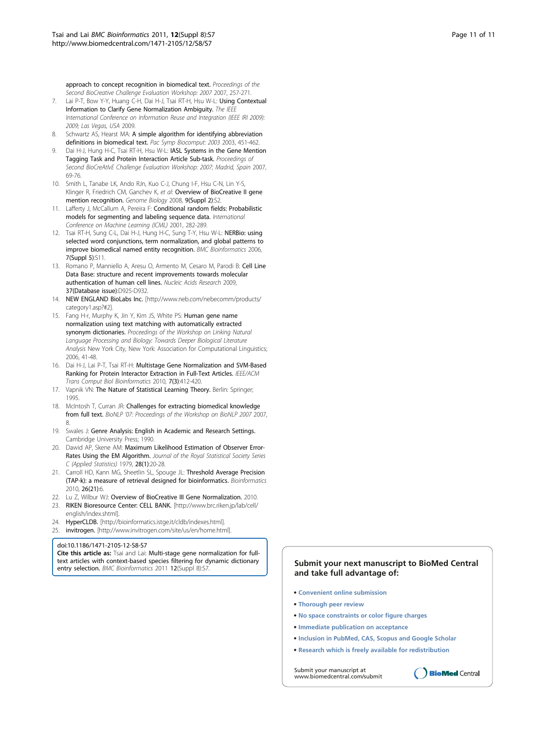approach to concept recognition in biomedical text. *Proceedings of the Second BioCreative Challenge Evaluation Workshop: 2007* 2007, 257-271.

7. Lai P-T, Bow Y-Y, Huang C-H, Dai H-J, Tsai RT-H, Hsu W-L: **Using Contextual Information to Clarify Gene Normalization Ambiguity.** *The IEEE International Conference on Information Reuse and Integration (IEEE IRI 2009): 2009; Las Vegas, USA* 2009.
8. Schwartz AS, Hearst MA: **A simple algorithm for identifying abbreviation definitions in biomedical text.** *Pac Symp Biocomput: 2003* 2003, 451-462.
9. Dai H-J, Hung H-C, Tsai RT-H, Hsu W-L: **IASL Systems in the Gene Mention Tagging Task and Protein Interaction Article Sub-task.** *Proceedings of Second BioCreAtIvE Challenge Evaluation Workshop: 2007; Madrid, Spain* 2007, 69-76.
10. Smith L, Tanabe LK, Ando RJn, Kuo C-J, Chung I-F, Hsu C-N, Lin Y-S, Klinger R, Friedrich CM, Ganchev K, *et al*: **Overview of BioCreative II gene mention recognition.** *Genome Biology* 2008, **9(Suppl 2)**:S2.
11. Lafferty J, McCallum A, Pereira F: **Conditional random fields: Probabilistic models for segmenting and labeling sequence data.** *International Conference on Machine Learning (ICML)* 2001, 282-289.
12. Tsai RT-H, Sung C-L, Dai H-J, Hung H-C, Sung T-Y, Hsu W-L: **NERBio: using selected word conjunctions, term normalization, and global patterns to improve biomedical named entity recognition.** *BMC Bioinformatics* 2006, **7(Suppl 5)**:S11.
13. Romano P, Manniello A, Aresu O, Armento M, Cesaro M, Parodi B: **Cell Line Data Base: structure and recent improvements towards molecular authentication of human cell lines.** *Nucleic Acids Research* 2009, **37(Database issue)**:D925-D932.
14. **NEW ENGLAND BioLabs Inc.** [http://www.neb.com/nebecomm/products/category1.asp?#2].
15. Fang H-r, Murphy K, Jin Y, Kim JS, White PS: **Human gene name normalization using text matching with automatically extracted synonym dictionaries.** *Proceedings of the Workshop on Linking Natural Language Processing and Biology: Towards Deeper Biological Literature Analysis* New York City, New York: Association for Computational Linguistics; 2006, 41-48.
16. Dai H-J, Lai P-T, Tsai RT-H: **Multistage Gene Normalization and SVM-Based Ranking for Protein Interactor Extraction in Full-Text Articles.** *IEEE/ACM Trans Comput Biol Bioinformatics* 2010, **7(3)**:412-420.
17. Vapnik VN: **The Nature of Statistical Learning Theory.** Berlin: Springer; 1995.
18. McIntosh T, Curran JR: **Challenges for extracting biomedical knowledge from full text.** *BioNLP '07: Proceedings of the Workshop on BioNLP 2007* 2007, 8.
19. Swales J: **Genre Analysis: English in Academic and Research Settings.** Cambridge University Press; 1990.
20. Dawid AP, Skene AM: **Maximum Likelihood Estimation of Observer Error-Rates Using the EM Algorithm.** *Journal of the Royal Statistical Society Series C (Applied Statistics)* 1979, **28(1)**:20-28.
21. Carroll HD, Kann MG, Sheetlin SL, Spouge JL: **Threshold Average Precision (TAP-k): a measure of retrieval designed for bioinformatics.** *Bioinformatics* 2010, **26(21)**:6.
22. Lu Z, Wilbur WJ: **Overview of BioCreative III Gene Normalization.** 2010.
23. **RIKEN Bioresource Center: CELL BANK.** [http://www.brc.riken.jp/lab/cell/english/index.shtml].
24. **HyperCLDB.** [http://bioinformatics.istge.it/cldb/indexes.html].
25. **invitrogen.** [http://www.invitrogen.com/site/us/en/home.html].

doi:10.1186/1471-2105-12-S8-S7

**Cite this article as:** Tsai and Lai: Multi-stage gene normalization for full-text articles with context-based species filtering for dynamic dictionary entry selection. *BMC Bioinformatics* 2011 **12**(Suppl 8):S7.

**Submit your next manuscript to BioMed Central and take full advantage of:**

- Convenient online submission
- Thorough peer review
- No space constraints or color figure charges
- Immediate publication on acceptance
- Inclusion in PubMed, CAS, Scopus and Google Scholar
- Research which is freely available for redistribution

Submit your manuscript at www.biomedcentral.com/submit

BioMed Central